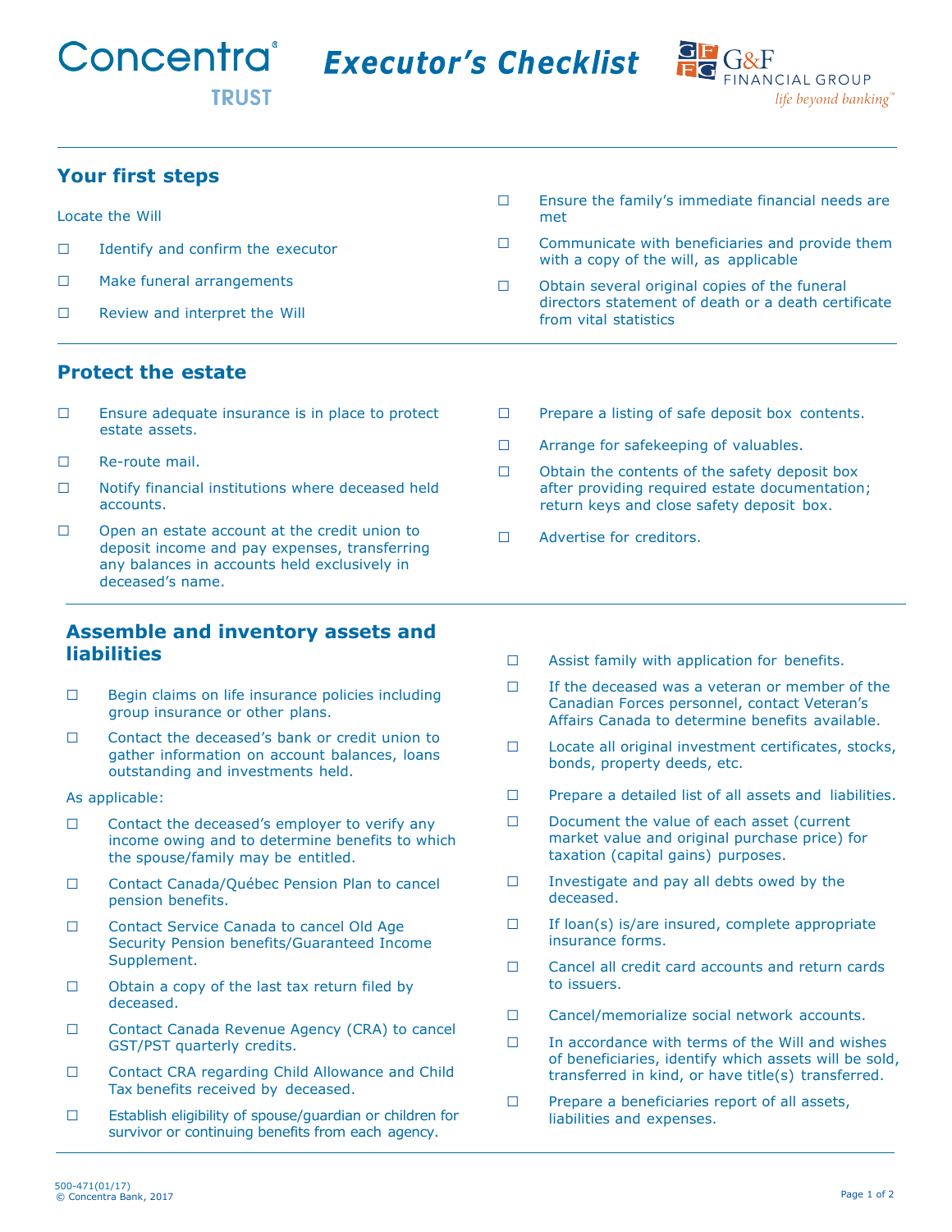Concentra TRUST

# Executor's Checklist

G&F FINANCIAL GROUP *life beyond banking*™

## Your first steps

Locate the Will

- ☐ Identify and confirm the executor
- ☐ Make funeral arrangements
- ☐ Review and interpret the Will
- ☐ Ensure the family's immediate financial needs are met
- ☐ Communicate with beneficiaries and provide them with a copy of the will, as applicable
- ☐ Obtain several original copies of the funeral directors statement of death or a death certificate from vital statistics

## Protect the estate

- ☐ Ensure adequate insurance is in place to protect estate assets.
- ☐ Re-route mail.
- ☐ Notify financial institutions where deceased held accounts.
- ☐ Open an estate account at the credit union to deposit income and pay expenses, transferring any balances in accounts held exclusively in deceased's name.
- ☐ Prepare a listing of safe deposit box contents.
- ☐ Arrange for safekeeping of valuables.
- ☐ Obtain the contents of the safety deposit box after providing required estate documentation; return keys and close safety deposit box.
- ☐ Advertise for creditors.

## Assemble and inventory assets and liabilities

- ☐ Begin claims on life insurance policies including group insurance or other plans.
- ☐ Contact the deceased's bank or credit union to gather information on account balances, loans outstanding and investments held.

As applicable:

- ☐ Contact the deceased's employer to verify any income owing and to determine benefits to which the spouse/family may be entitled.
- ☐ Contact Canada/Québec Pension Plan to cancel pension benefits.
- ☐ Contact Service Canada to cancel Old Age Security Pension benefits/Guaranteed Income Supplement.
- ☐ Obtain a copy of the last tax return filed by deceased.
- ☐ Contact Canada Revenue Agency (CRA) to cancel GST/PST quarterly credits.
- ☐ Contact CRA regarding Child Allowance and Child Tax benefits received by deceased.
- ☐ Establish eligibility of spouse/guardian or children for survivor or continuing benefits from each agency.
- ☐ Assist family with application for benefits.
- ☐ If the deceased was a veteran or member of the Canadian Forces personnel, contact Veteran's Affairs Canada to determine benefits available.
- ☐ Locate all original investment certificates, stocks, bonds, property deeds, etc.
- ☐ Prepare a detailed list of all assets and liabilities.
- ☐ Document the value of each asset (current market value and original purchase price) for taxation (capital gains) purposes.
- ☐ Investigate and pay all debts owed by the deceased.
- ☐ If loan(s) is/are insured, complete appropriate insurance forms.
- ☐ Cancel all credit card accounts and return cards to issuers.
- ☐ Cancel/memorialize social network accounts.
- ☐ In accordance with terms of the Will and wishes of beneficiaries, identify which assets will be sold, transferred in kind, or have title(s) transferred.
- ☐ Prepare a beneficiaries report of all assets, liabilities and expenses.

500-471(01/17)
© Concentra Bank, 2017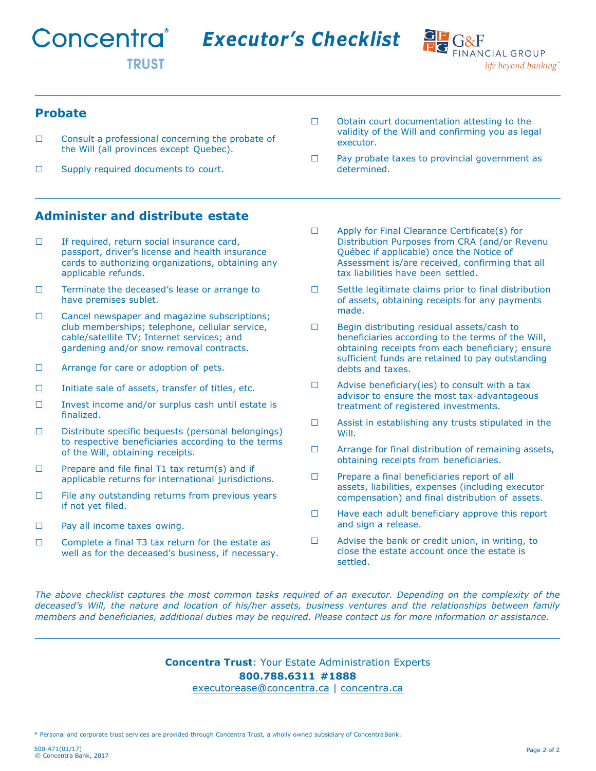Concentra® TRUST

# Executor's Checklist

G&F FINANCIAL GROUP *life beyond banking™*

## Probate

- ☐ Consult a professional concerning the probate of the Will (all provinces except Quebec).
- ☐ Supply required documents to court.
- ☐ Obtain court documentation attesting to the validity of the Will and confirming you as legal executor.
- ☐ Pay probate taxes to provincial government as determined.

## Administer and distribute estate

- ☐ If required, return social insurance card, passport, driver's license and health insurance cards to authorizing organizations, obtaining any applicable refunds.
- ☐ Terminate the deceased's lease or arrange to have premises sublet.
- ☐ Cancel newspaper and magazine subscriptions; club memberships; telephone, cellular service, cable/satellite TV; Internet services; and gardening and/or snow removal contracts.
- ☐ Arrange for care or adoption of pets.
- ☐ Initiate sale of assets, transfer of titles, etc.
- ☐ Invest income and/or surplus cash until estate is finalized.
- ☐ Distribute specific bequests (personal belongings) to respective beneficiaries according to the terms of the Will, obtaining receipts.
- ☐ Prepare and file final T1 tax return(s) and if applicable returns for international jurisdictions.
- ☐ File any outstanding returns from previous years if not yet filed.
- ☐ Pay all income taxes owing.
- ☐ Complete a final T3 tax return for the estate as well as for the deceased's business, if necessary.
- ☐ Apply for Final Clearance Certificate(s) for Distribution Purposes from CRA (and/or Revenu Québec if applicable) once the Notice of Assessment is/are received, confirming that all tax liabilities have been settled.
- ☐ Settle legitimate claims prior to final distribution of assets, obtaining receipts for any payments made.
- ☐ Begin distributing residual assets/cash to beneficiaries according to the terms of the Will, obtaining receipts from each beneficiary; ensure sufficient funds are retained to pay outstanding debts and taxes.
- ☐ Advise beneficiary(ies) to consult with a tax advisor to ensure the most tax-advantageous treatment of registered investments.
- ☐ Assist in establishing any trusts stipulated in the Will.
- ☐ Arrange for final distribution of remaining assets, obtaining receipts from beneficiaries.
- ☐ Prepare a final beneficiaries report of all assets, liabilities, expenses (including executor compensation) and final distribution of assets.
- ☐ Have each adult beneficiary approve this report and sign a release.
- ☐ Advise the bank or credit union, in writing, to close the estate account once the estate is settled.

*The above checklist captures the most common tasks required of an executor. Depending on the complexity of the deceased's Will, the nature and location of his/her assets, business ventures and the relationships between family members and beneficiaries, additional duties may be required. Please contact us for more information or assistance.*

**Concentra Trust**: Your Estate Administration Experts
**800.788.6311 #1888**
executorease@concentra.ca | concentra.ca

* Personal and corporate trust services are provided through Concentra Trust, a wholly owned subsidiary of Concentra Bank.

500-471(01/17)
© Concentra Bank, 2017